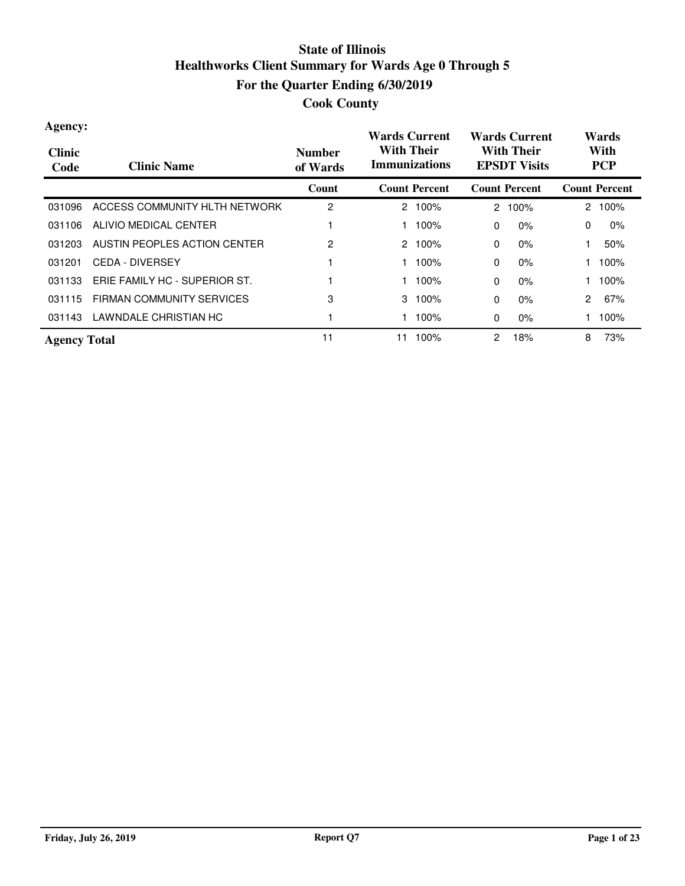# State of Illinois
## Healthworks Client Summary for Wards Age 0 Through 5
## For the Quarter Ending 6/30/2019
## Cook County

**Agency:**

| Clinic Code | Clinic Name | Number of Wards | Wards Current With Their Immunizations | | Wards Current With Their EPSDT Visits | | Wards With PCP | |
|---|---|---|---|---|---|---|---|---|
| | | Count | Count | Percent | Count | Percent | Count | Percent |
| 031096 | ACCESS COMMUNITY HLTH NETWORK | 2 | 2 | 100% | 2 | 100% | 2 | 100% |
| 031106 | ALIVIO MEDICAL CENTER | 1 | 1 | 100% | 0 | 0% | 0 | 0% |
| 031203 | AUSTIN PEOPLES ACTION CENTER | 2 | 2 | 100% | 0 | 0% | 1 | 50% |
| 031201 | CEDA - DIVERSEY | 1 | 1 | 100% | 0 | 0% | 1 | 100% |
| 031133 | ERIE FAMILY HC - SUPERIOR ST. | 1 | 1 | 100% | 0 | 0% | 1 | 100% |
| 031115 | FIRMAN COMMUNITY SERVICES | 3 | 3 | 100% | 0 | 0% | 2 | 67% |
| 031143 | LAWNDALE CHRISTIAN HC | 1 | 1 | 100% | 0 | 0% | 1 | 100% |
| **Agency Total** | | 11 | 11 | 100% | 2 | 18% | 8 | 73% |

Friday, July 26, 2019 Report Q7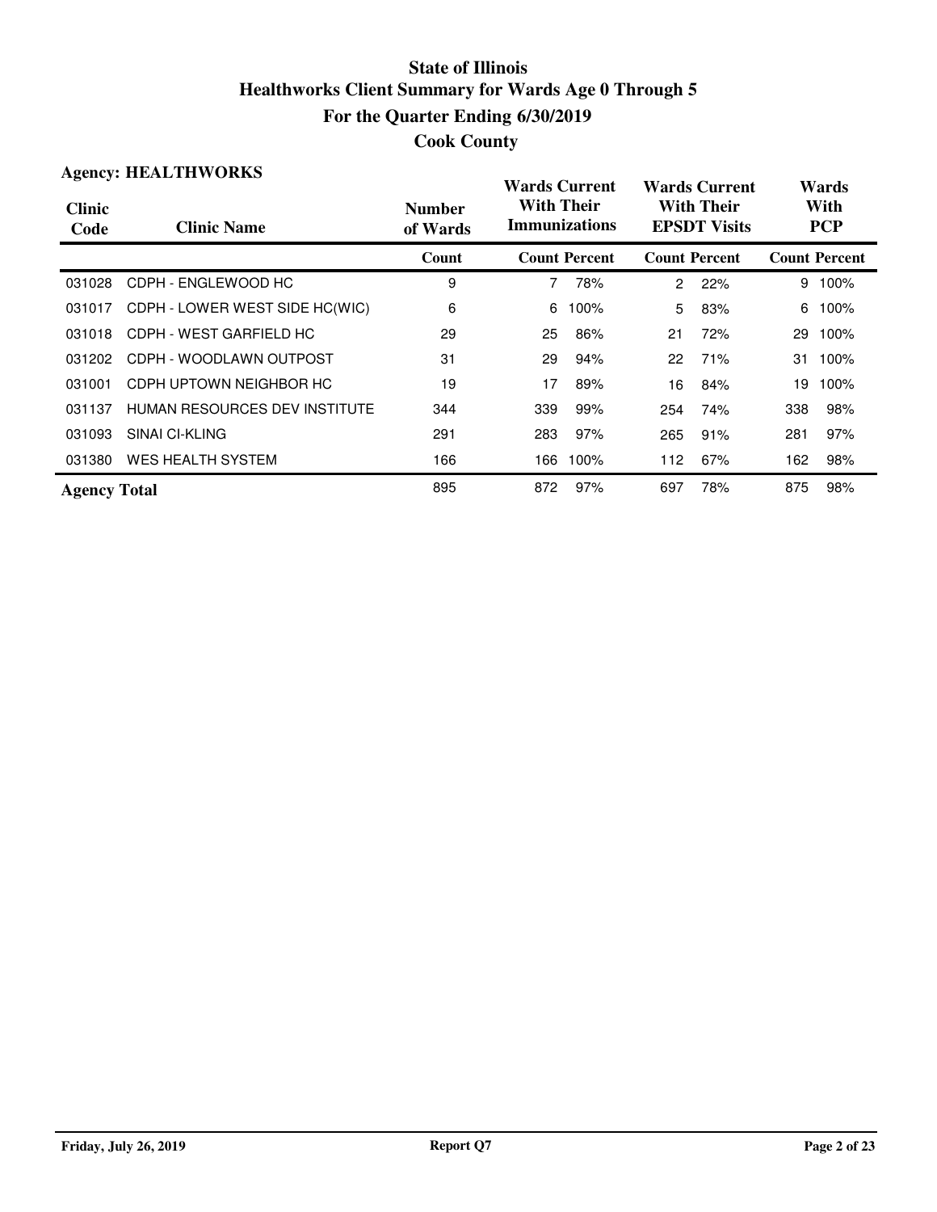# State of Illinois
## Healthworks Client Summary for Wards Age 0 Through 5
## For the Quarter Ending 6/30/2019
## Cook County

**Agency: HEALTHWORKS**

| Clinic Code | Clinic Name | Number of Wards | Wards Current With Their Immunizations | | Wards Current With Their EPSDT Visits | | Wards With PCP | |
|---|---|---|---|---|---|---|---|---|
| | | Count | Count | Percent | Count | Percent | Count | Percent |
| 031028 | CDPH - ENGLEWOOD HC | 9 | 7 | 78% | 2 | 22% | 9 | 100% |
| 031017 | CDPH - LOWER WEST SIDE HC(WIC) | 6 | 6 | 100% | 5 | 83% | 6 | 100% |
| 031018 | CDPH - WEST GARFIELD HC | 29 | 25 | 86% | 21 | 72% | 29 | 100% |
| 031202 | CDPH - WOODLAWN OUTPOST | 31 | 29 | 94% | 22 | 71% | 31 | 100% |
| 031001 | CDPH UPTOWN NEIGHBOR HC | 19 | 17 | 89% | 16 | 84% | 19 | 100% |
| 031137 | HUMAN RESOURCES DEV INSTITUTE | 344 | 339 | 99% | 254 | 74% | 338 | 98% |
| 031093 | SINAI CI-KLING | 291 | 283 | 97% | 265 | 91% | 281 | 97% |
| 031380 | WES HEALTH SYSTEM | 166 | 166 | 100% | 112 | 67% | 162 | 98% |
| **Agency Total** | | 895 | 872 | 97% | 697 | 78% | 875 | 98% |

Friday, July 26, 2019 — Report Q7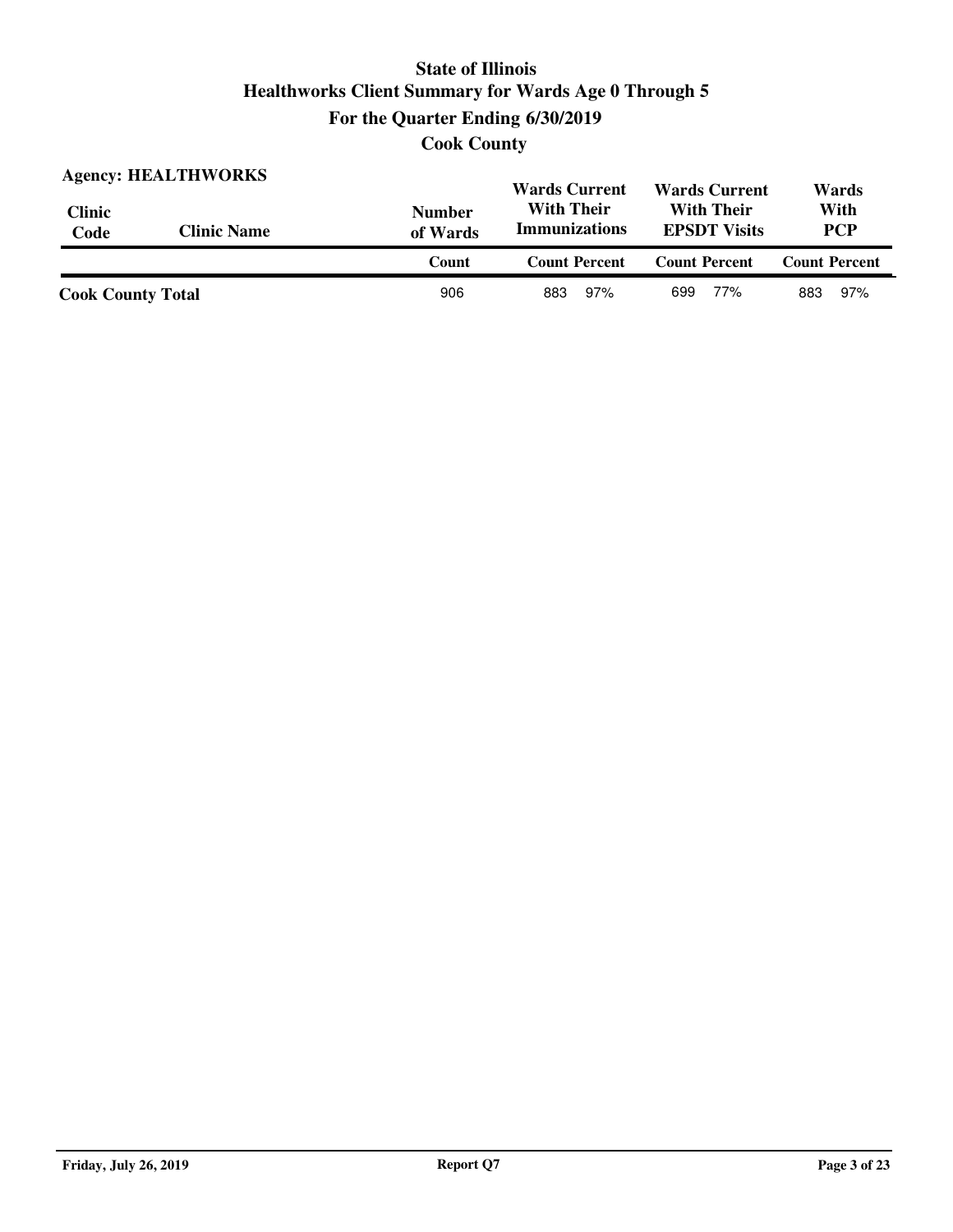# State of Illinois
## Healthworks Client Summary for Wards Age 0 Through 5
## For the Quarter Ending 6/30/2019
## Cook County

**Agency: HEALTHWORKS**

| Clinic Code | Clinic Name | Number of Wards | Wards Current With Their Immunizations | | Wards Current With Their EPSDT Visits | | Wards With PCP | |
|---|---|---|---|---|---|---|---|---|
| | | Count | Count | Percent | Count | Percent | Count | Percent |
| **Cook County Total** | | 906 | 883 | 97% | 699 | 77% | 883 | 97% |

Friday, July 26, 2019 — Report Q7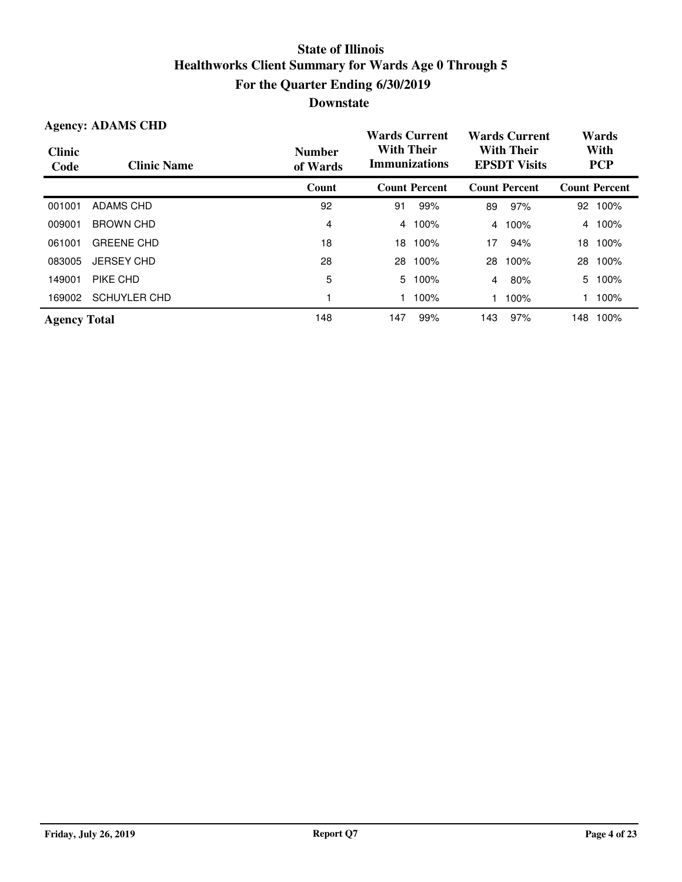# State of Illinois
## Healthworks Client Summary for Wards Age 0 Through 5
## For the Quarter Ending 6/30/2019
## Downstate

**Agency: ADAMS CHD**

| Clinic Code | Clinic Name | Number of Wards | Wards Current With Their Immunizations | | Wards Current With Their EPSDT Visits | | Wards With PCP | |
|---|---|---|---|---|---|---|---|---|
| | | Count | Count | Percent | Count | Percent | Count | Percent |
| 001001 | ADAMS CHD | 92 | 91 | 99% | 89 | 97% | 92 | 100% |
| 009001 | BROWN CHD | 4 | 4 | 100% | 4 | 100% | 4 | 100% |
| 061001 | GREENE CHD | 18 | 18 | 100% | 17 | 94% | 18 | 100% |
| 083005 | JERSEY CHD | 28 | 28 | 100% | 28 | 100% | 28 | 100% |
| 149001 | PIKE CHD | 5 | 5 | 100% | 4 | 80% | 5 | 100% |
| 169002 | SCHUYLER CHD | 1 | 1 | 100% | 1 | 100% | 1 | 100% |
| **Agency Total** | | 148 | 147 | 99% | 143 | 97% | 148 | 100% |

Friday, July 26, 2019 — Report Q7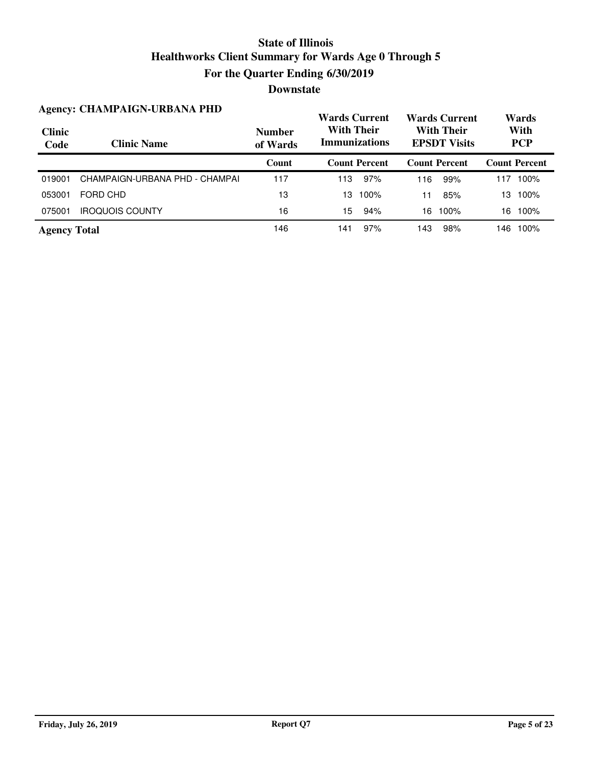# State of Illinois
## Healthworks Client Summary for Wards Age 0 Through 5
## For the Quarter Ending 6/30/2019
## Downstate

**Agency: CHAMPAIGN-URBANA PHD**

| Clinic Code | Clinic Name | Number of Wards | Wards Current With Their Immunizations | | Wards Current With Their EPSDT Visits | | Wards With PCP | |
|---|---|---|---|---|---|---|---|---|
| | | Count | Count | Percent | Count | Percent | Count | Percent |
| 019001 | CHAMPAIGN-URBANA PHD - CHAMPAI | 117 | 113 | 97% | 116 | 99% | 117 | 100% |
| 053001 | FORD CHD | 13 | 13 | 100% | 11 | 85% | 13 | 100% |
| 075001 | IROQUOIS COUNTY | 16 | 15 | 94% | 16 | 100% | 16 | 100% |
| **Agency Total** | | 146 | 141 | 97% | 143 | 98% | 146 | 100% |

Friday, July 26, 2019 | Report Q7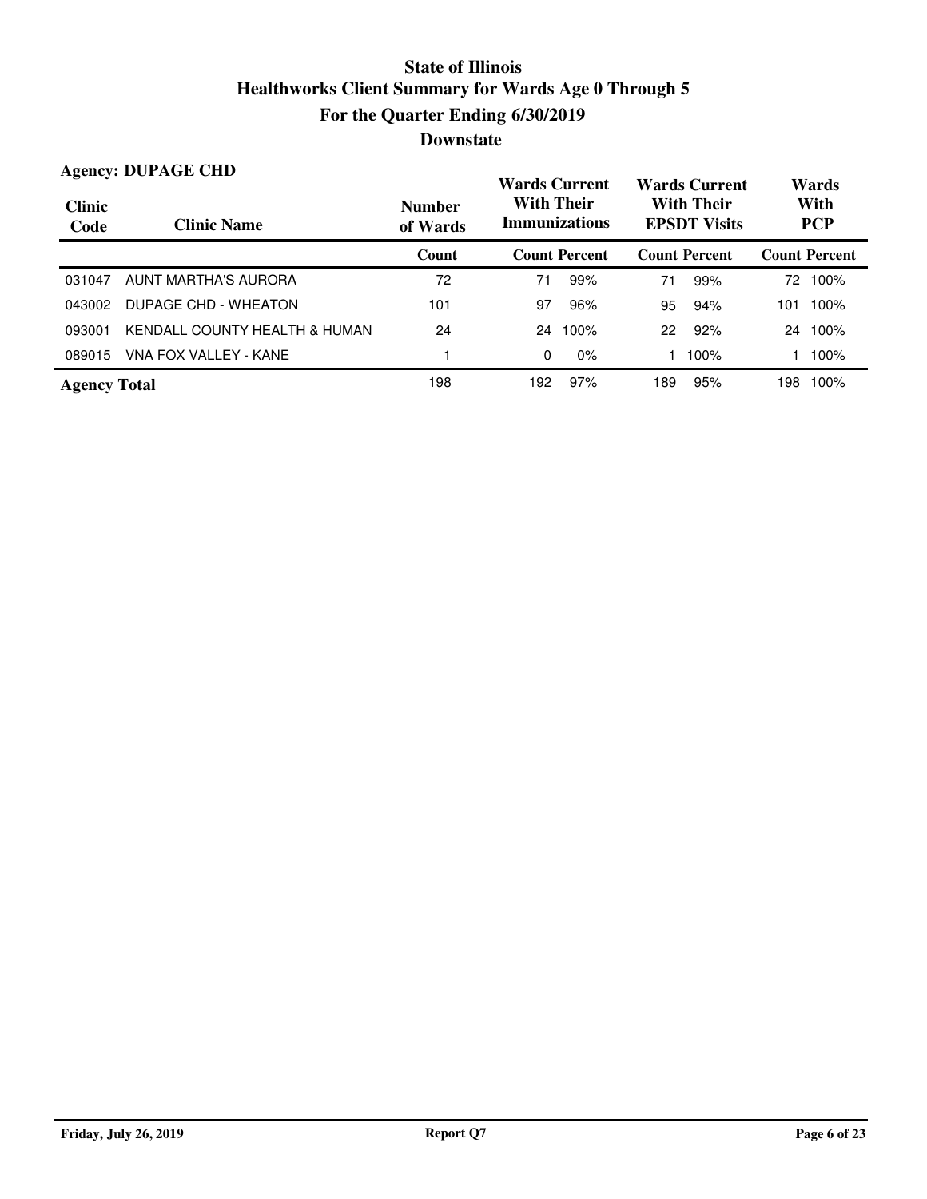# State of Illinois
## Healthworks Client Summary for Wards Age 0 Through 5
## For the Quarter Ending 6/30/2019
## Downstate

**Agency: DUPAGE CHD**

| Clinic Code | Clinic Name | Number of Wards | Wards Current With Their Immunizations | | Wards Current With Their EPSDT Visits | | Wards With PCP | |
|---|---|---|---|---|---|---|---|---|
| | | Count | Count | Percent | Count | Percent | Count | Percent |
| 031047 | AUNT MARTHA'S AURORA | 72 | 71 | 99% | 71 | 99% | 72 | 100% |
| 043002 | DUPAGE CHD - WHEATON | 101 | 97 | 96% | 95 | 94% | 101 | 100% |
| 093001 | KENDALL COUNTY HEALTH & HUMAN | 24 | 24 | 100% | 22 | 92% | 24 | 100% |
| 089015 | VNA FOX VALLEY - KANE | 1 | 0 | 0% | 1 | 100% | 1 | 100% |
| **Agency Total** | | 198 | 192 | 97% | 189 | 95% | 198 | 100% |

**Friday, July 26, 2019** **Report Q7**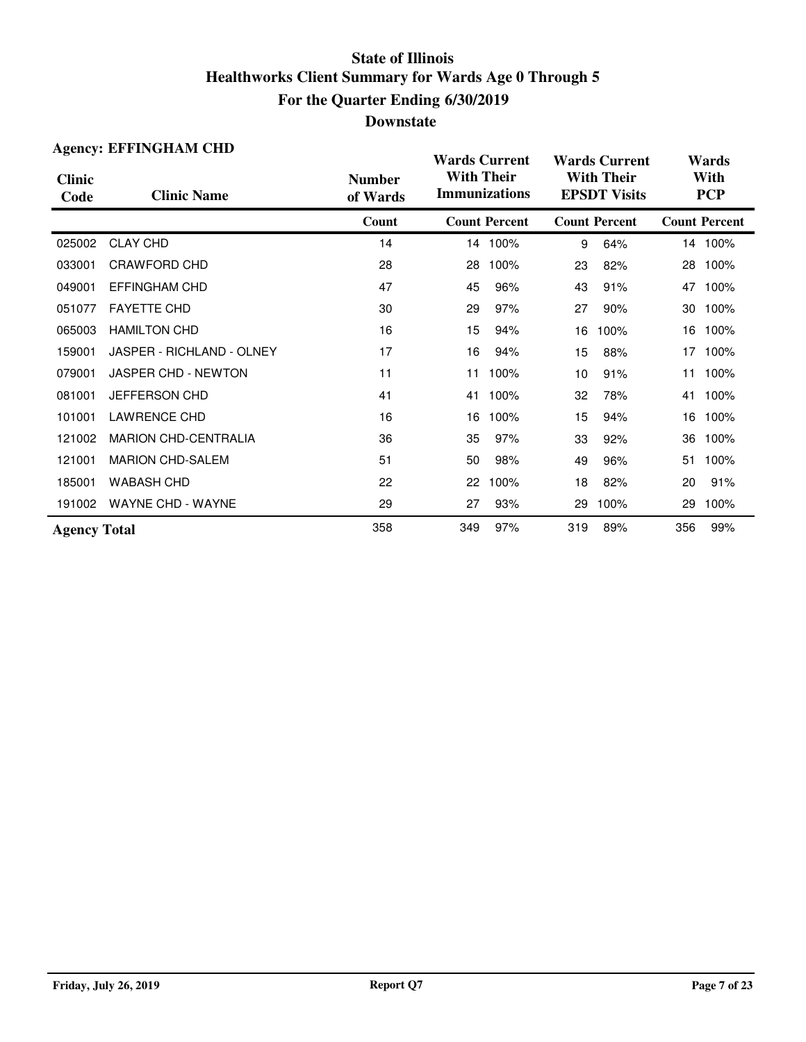# State of Illinois
## Healthworks Client Summary for Wards Age 0 Through 5
## For the Quarter Ending 6/30/2019
## Downstate

**Agency: EFFINGHAM CHD**

| Clinic Code | Clinic Name | Number of Wards | Wards Current With Their Immunizations | | Wards Current With Their EPSDT Visits | | Wards With PCP | |
|---|---|---|---|---|---|---|---|---|
| | | Count | Count | Percent | Count | Percent | Count | Percent |
| 025002 | CLAY CHD | 14 | 14 | 100% | 9 | 64% | 14 | 100% |
| 033001 | CRAWFORD CHD | 28 | 28 | 100% | 23 | 82% | 28 | 100% |
| 049001 | EFFINGHAM CHD | 47 | 45 | 96% | 43 | 91% | 47 | 100% |
| 051077 | FAYETTE CHD | 30 | 29 | 97% | 27 | 90% | 30 | 100% |
| 065003 | HAMILTON CHD | 16 | 15 | 94% | 16 | 100% | 16 | 100% |
| 159001 | JASPER - RICHLAND - OLNEY | 17 | 16 | 94% | 15 | 88% | 17 | 100% |
| 079001 | JASPER CHD - NEWTON | 11 | 11 | 100% | 10 | 91% | 11 | 100% |
| 081001 | JEFFERSON CHD | 41 | 41 | 100% | 32 | 78% | 41 | 100% |
| 101001 | LAWRENCE CHD | 16 | 16 | 100% | 15 | 94% | 16 | 100% |
| 121002 | MARION CHD-CENTRALIA | 36 | 35 | 97% | 33 | 92% | 36 | 100% |
| 121001 | MARION CHD-SALEM | 51 | 50 | 98% | 49 | 96% | 51 | 100% |
| 185001 | WABASH CHD | 22 | 22 | 100% | 18 | 82% | 20 | 91% |
| 191002 | WAYNE CHD - WAYNE | 29 | 27 | 93% | 29 | 100% | 29 | 100% |
| **Agency Total** | | 358 | 349 | 97% | 319 | 89% | 356 | 99% |

**Friday, July 26, 2019** | **Report Q7**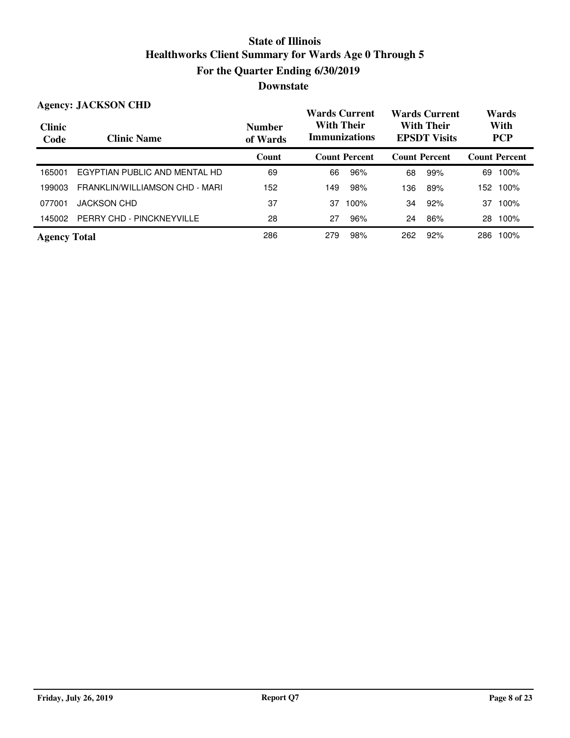# State of Illinois
# Healthworks Client Summary for Wards Age 0 Through 5
## For the Quarter Ending 6/30/2019
## Downstate

**Agency: JACKSON CHD**

| Clinic Code | Clinic Name | Number of Wards | Wards Current With Their Immunizations | | Wards Current With Their EPSDT Visits | | Wards With PCP | |
|---|---|---|---|---|---|---|---|---|
| | | Count | Count | Percent | Count | Percent | Count | Percent |
| 165001 | EGYPTIAN PUBLIC AND MENTAL HD | 69 | 66 | 96% | 68 | 99% | 69 | 100% |
| 199003 | FRANKLIN/WILLIAMSON CHD - MARI | 152 | 149 | 98% | 136 | 89% | 152 | 100% |
| 077001 | JACKSON CHD | 37 | 37 | 100% | 34 | 92% | 37 | 100% |
| 145002 | PERRY CHD - PINCKNEYVILLE | 28 | 27 | 96% | 24 | 86% | 28 | 100% |
| **Agency Total** | | 286 | 279 | 98% | 262 | 92% | 286 | 100% |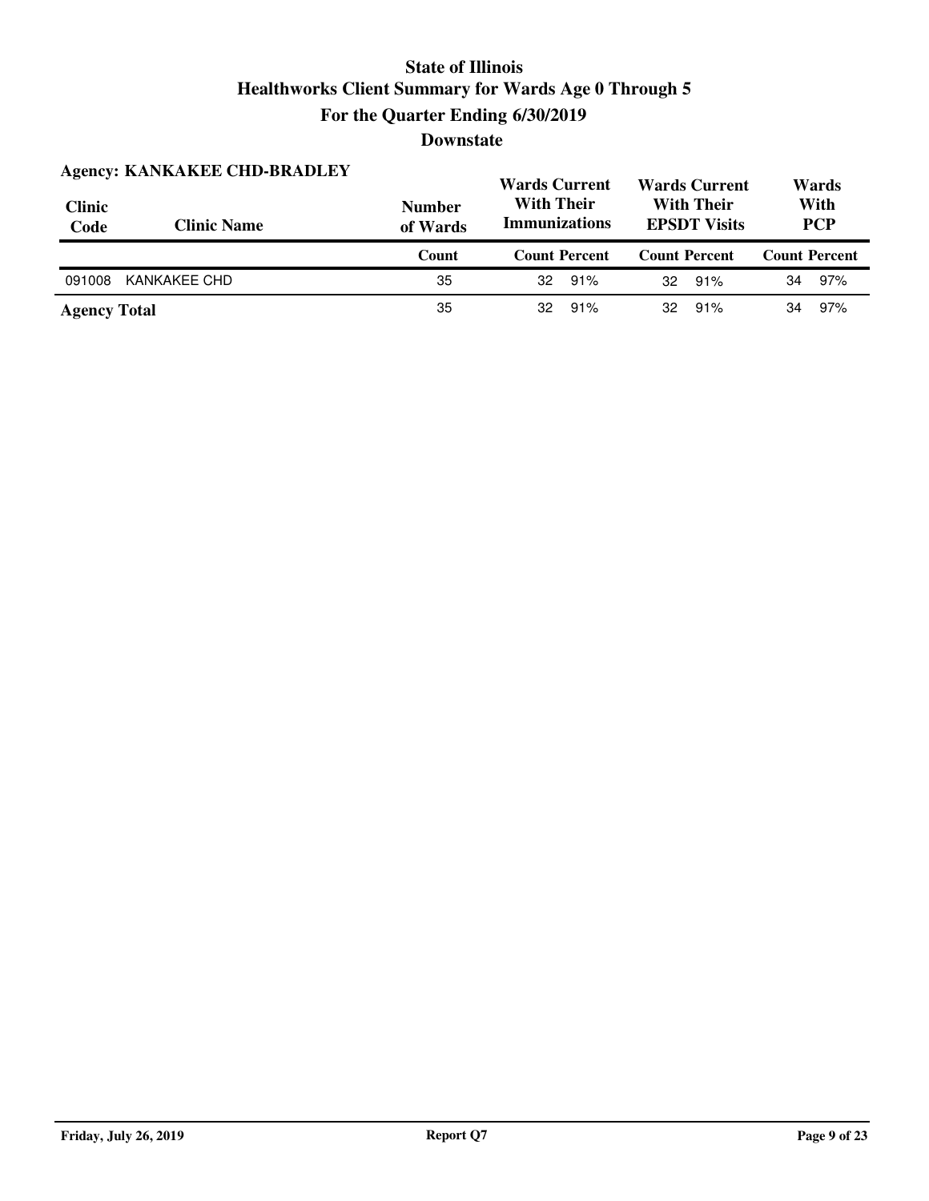# State of Illinois

## Healthworks Client Summary for Wards Age 0 Through 5

## For the Quarter Ending 6/30/2019

## Downstate

**Agency: KANKAKEE CHD-BRADLEY**

| Clinic Code | Clinic Name | Number of Wards | Wards Current With Their Immunizations | | Wards Current With Their EPSDT Visits | | Wards With PCP | |
|---|---|---|---|---|---|---|---|---|
| | | Count | Count | Percent | Count | Percent | Count | Percent |
| 091008 | KANKAKEE CHD | 35 | 32 | 91% | 32 | 91% | 34 | 97% |
| **Agency Total** | | 35 | 32 | 91% | 32 | 91% | 34 | 97% |

Friday, July 26, 2019

Report Q7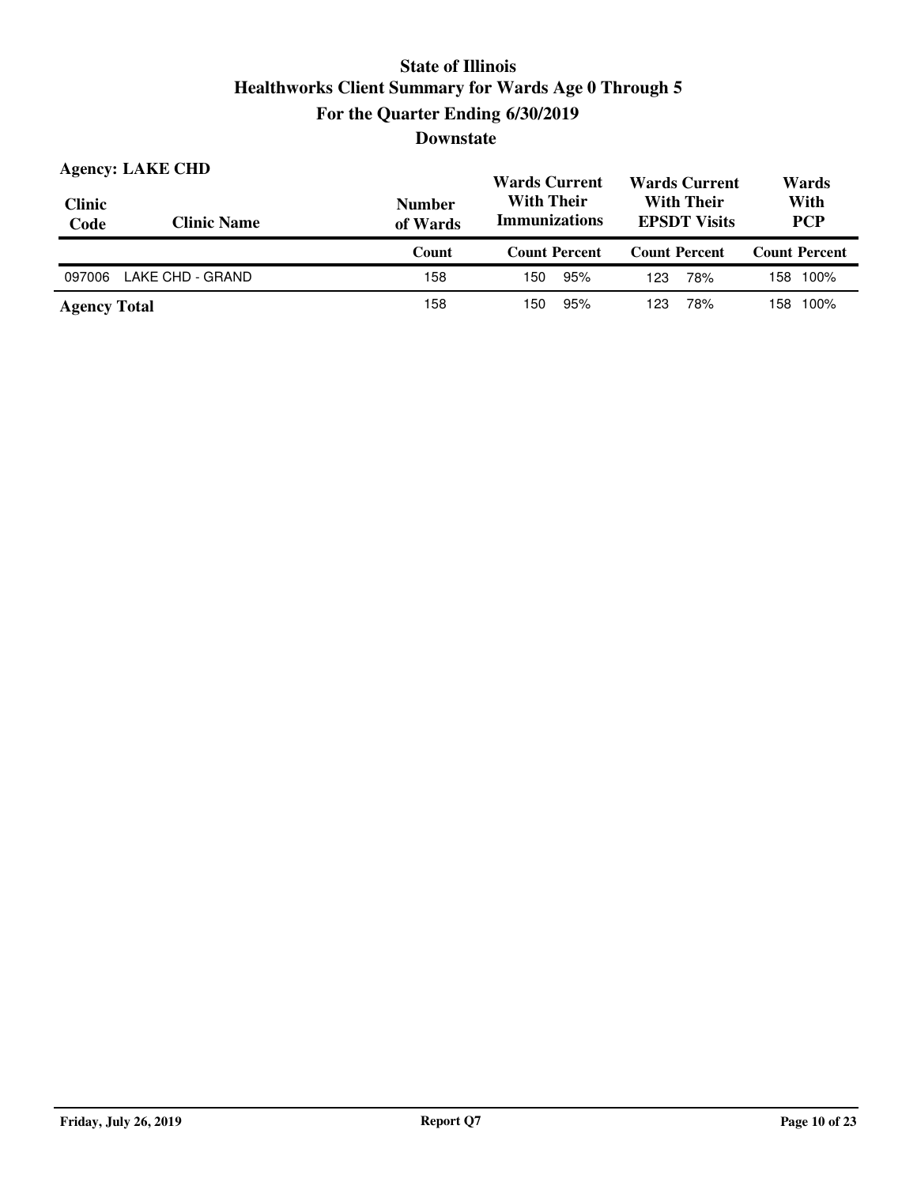# State of Illinois
## Healthworks Client Summary for Wards Age 0 Through 5
### For the Quarter Ending 6/30/2019
### Downstate

**Agency: LAKE CHD**

| Clinic Code | Clinic Name | Number of Wards | Wards Current With Their Immunizations | | Wards Current With Their EPSDT Visits | | Wards With PCP | |
|---|---|---|---|---|---|---|---|---|
| | | Count | Count | Percent | Count | Percent | Count | Percent |
| 097006 | LAKE CHD - GRAND | 158 | 150 | 95% | 123 | 78% | 158 | 100% |
| **Agency Total** | | 158 | 150 | 95% | 123 | 78% | 158 | 100% |

Friday, July 26, 2019 — Report Q7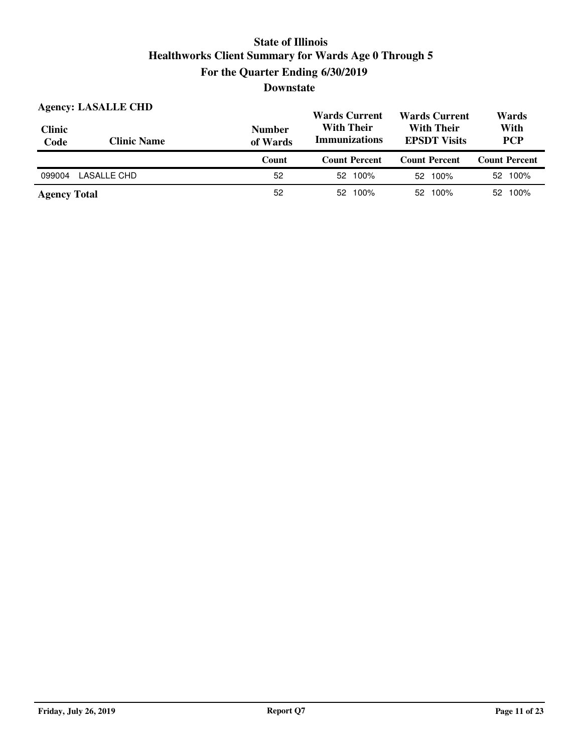# State of Illinois
## Healthworks Client Summary for Wards Age 0 Through 5
## For the Quarter Ending 6/30/2019
## Downstate

**Agency: LASALLE CHD**

| Clinic Code | Clinic Name | Number of Wards | Wards Current With Their Immunizations | | Wards Current With Their EPSDT Visits | | Wards With PCP | |
|---|---|---|---|---|---|---|---|---|
| | | Count | Count | Percent | Count | Percent | Count | Percent |
| 099004 | LASALLE CHD | 52 | 52 | 100% | 52 | 100% | 52 | 100% |
| **Agency Total** | | 52 | 52 | 100% | 52 | 100% | 52 | 100% |

Friday, July 26, 2019 | Report Q7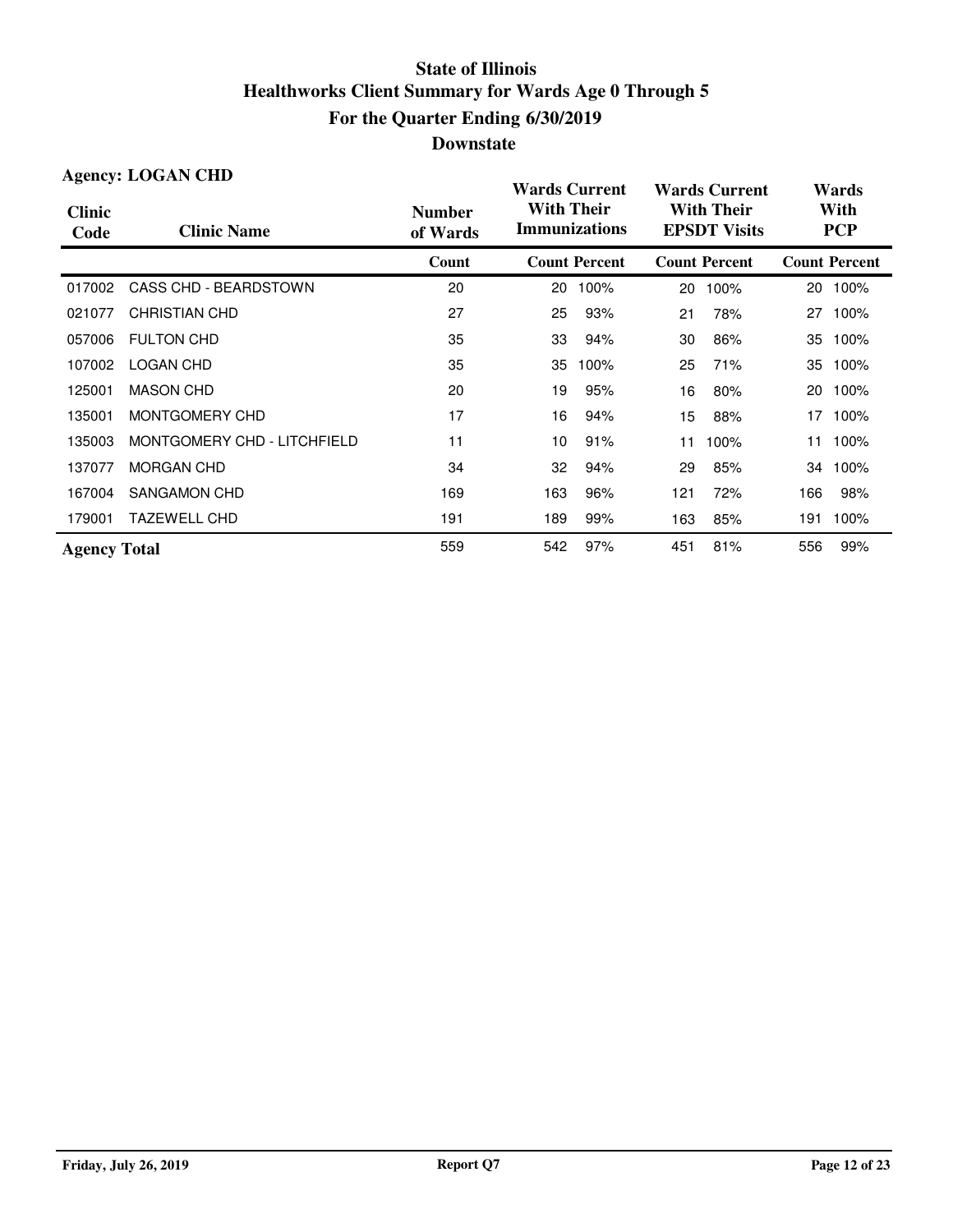# State of Illinois
## Healthworks Client Summary for Wards Age 0 Through 5
## For the Quarter Ending 6/30/2019
## Downstate

**Agency: LOGAN CHD**

| Clinic Code | Clinic Name | Number of Wards | Wards Current With Their Immunizations | | Wards Current With Their EPSDT Visits | | Wards With PCP | |
|---|---|---|---|---|---|---|---|---|
| | | Count | Count | Percent | Count | Percent | Count | Percent |
| 017002 | CASS CHD - BEARDSTOWN | 20 | 20 | 100% | 20 | 100% | 20 | 100% |
| 021077 | CHRISTIAN CHD | 27 | 25 | 93% | 21 | 78% | 27 | 100% |
| 057006 | FULTON CHD | 35 | 33 | 94% | 30 | 86% | 35 | 100% |
| 107002 | LOGAN CHD | 35 | 35 | 100% | 25 | 71% | 35 | 100% |
| 125001 | MASON CHD | 20 | 19 | 95% | 16 | 80% | 20 | 100% |
| 135001 | MONTGOMERY CHD | 17 | 16 | 94% | 15 | 88% | 17 | 100% |
| 135003 | MONTGOMERY CHD - LITCHFIELD | 11 | 10 | 91% | 11 | 100% | 11 | 100% |
| 137077 | MORGAN CHD | 34 | 32 | 94% | 29 | 85% | 34 | 100% |
| 167004 | SANGAMON CHD | 169 | 163 | 96% | 121 | 72% | 166 | 98% |
| 179001 | TAZEWELL CHD | 191 | 189 | 99% | 163 | 85% | 191 | 100% |
| **Agency Total** | | 559 | 542 | 97% | 451 | 81% | 556 | 99% |

**Friday, July 26, 2019** **Report Q7**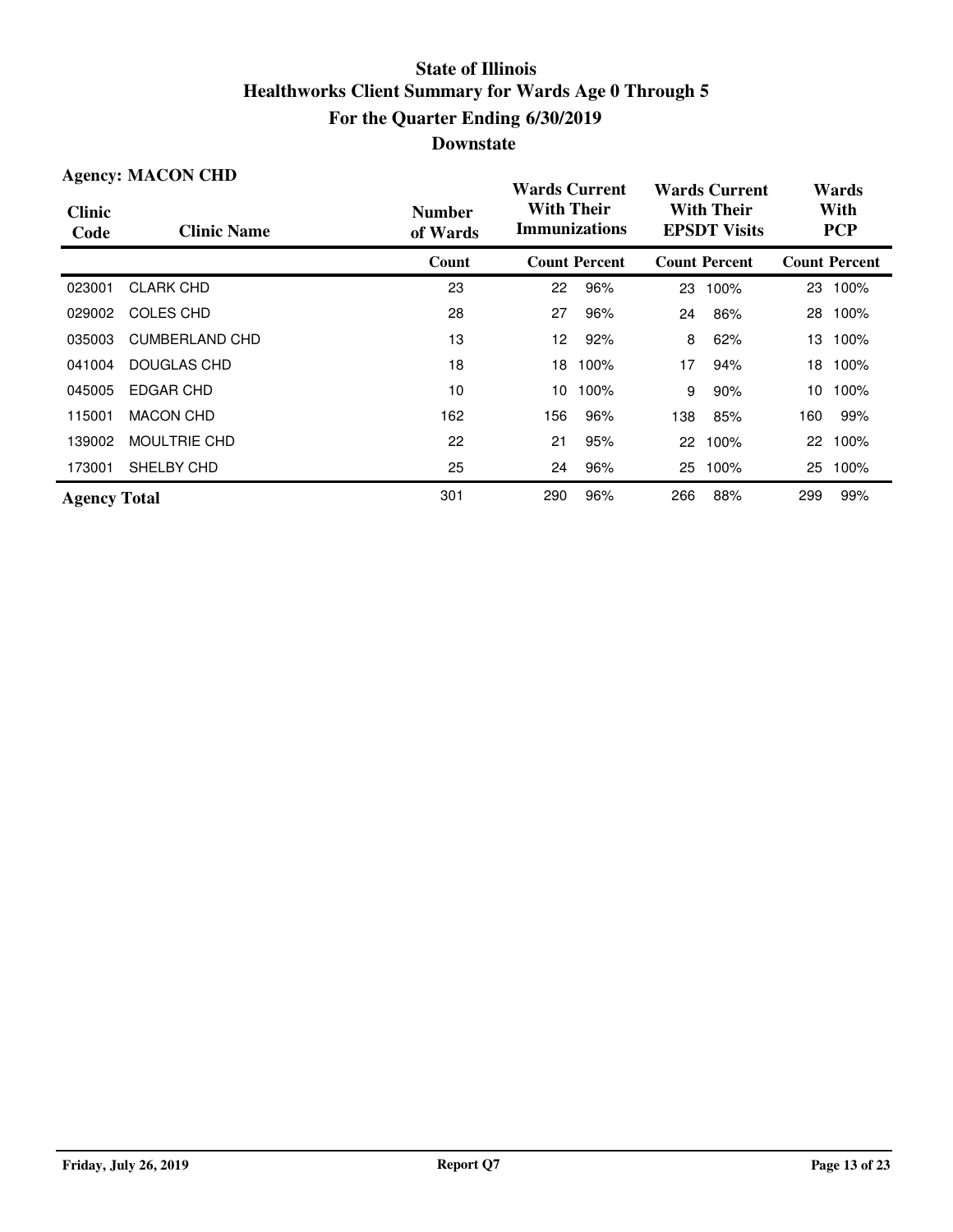# State of Illinois
## Healthworks Client Summary for Wards Age 0 Through 5
## For the Quarter Ending 6/30/2019
## Downstate

**Agency: MACON CHD**

| Clinic Code | Clinic Name | Number of Wards | Wards Current With Their Immunizations | | Wards Current With Their EPSDT Visits | | Wards With PCP | |
|---|---|---|---|---|---|---|---|---|
| | | Count | Count | Percent | Count | Percent | Count | Percent |
| 023001 | CLARK CHD | 23 | 22 | 96% | 23 | 100% | 23 | 100% |
| 029002 | COLES CHD | 28 | 27 | 96% | 24 | 86% | 28 | 100% |
| 035003 | CUMBERLAND CHD | 13 | 12 | 92% | 8 | 62% | 13 | 100% |
| 041004 | DOUGLAS CHD | 18 | 18 | 100% | 17 | 94% | 18 | 100% |
| 045005 | EDGAR CHD | 10 | 10 | 100% | 9 | 90% | 10 | 100% |
| 115001 | MACON CHD | 162 | 156 | 96% | 138 | 85% | 160 | 99% |
| 139002 | MOULTRIE CHD | 22 | 21 | 95% | 22 | 100% | 22 | 100% |
| 173001 | SHELBY CHD | 25 | 24 | 96% | 25 | 100% | 25 | 100% |
| **Agency Total** | | 301 | 290 | 96% | 266 | 88% | 299 | 99% |

Friday, July 26, 2019 | Report Q7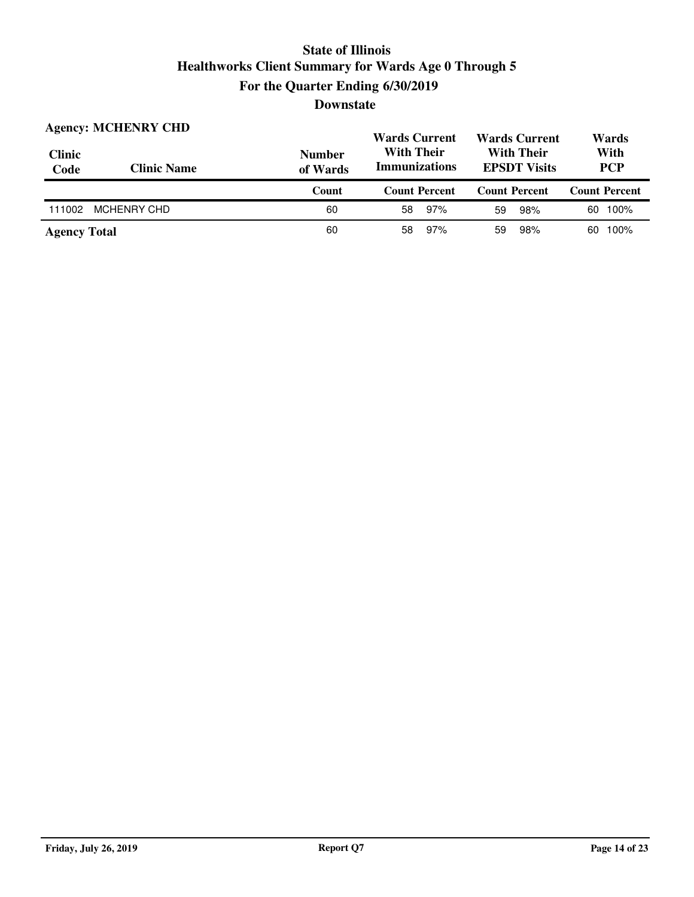# State of Illinois
# Healthworks Client Summary for Wards Age 0 Through 5
## For the Quarter Ending 6/30/2019
## Downstate

**Agency: MCHENRY CHD**

| Clinic Code | Clinic Name | Number of Wards | Wards Current With Their Immunizations | | Wards Current With Their EPSDT Visits | | Wards With PCP | |
|---|---|---|---|---|---|---|---|---|
| | | Count | Count | Percent | Count | Percent | Count | Percent |
| 111002 | MCHENRY CHD | 60 | 58 | 97% | 59 | 98% | 60 | 100% |
| **Agency Total** | | 60 | 58 | 97% | 59 | 98% | 60 | 100% |

Friday, July 26, 2019 — Report Q7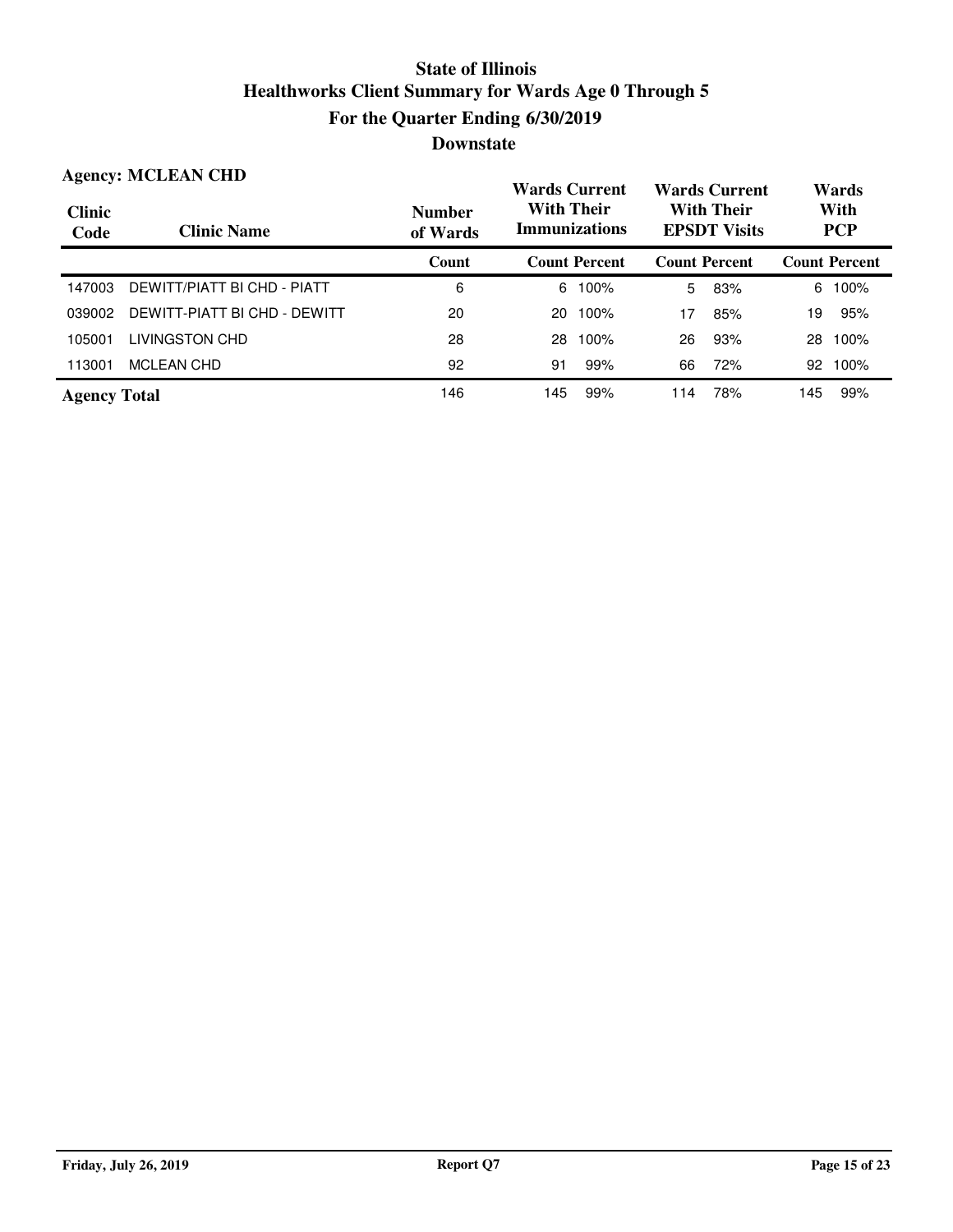# State of Illinois
# Healthworks Client Summary for Wards Age 0 Through 5
## For the Quarter Ending 6/30/2019
## Downstate

**Agency: MCLEAN CHD**

| Clinic Code | Clinic Name | Number of Wards | Wards Current With Their Immunizations | | Wards Current With Their EPSDT Visits | | Wards With PCP | |
|---|---|---|---|---|---|---|---|---|
| | | Count | Count | Percent | Count | Percent | Count | Percent |
| 147003 | DEWITT/PIATT BI CHD - PIATT | 6 | 6 | 100% | 5 | 83% | 6 | 100% |
| 039002 | DEWITT-PIATT BI CHD - DEWITT | 20 | 20 | 100% | 17 | 85% | 19 | 95% |
| 105001 | LIVINGSTON CHD | 28 | 28 | 100% | 26 | 93% | 28 | 100% |
| 113001 | MCLEAN CHD | 92 | 91 | 99% | 66 | 72% | 92 | 100% |
| **Agency Total** | | 146 | 145 | 99% | 114 | 78% | 145 | 99% |

**Friday, July 26, 2019** **Report Q7**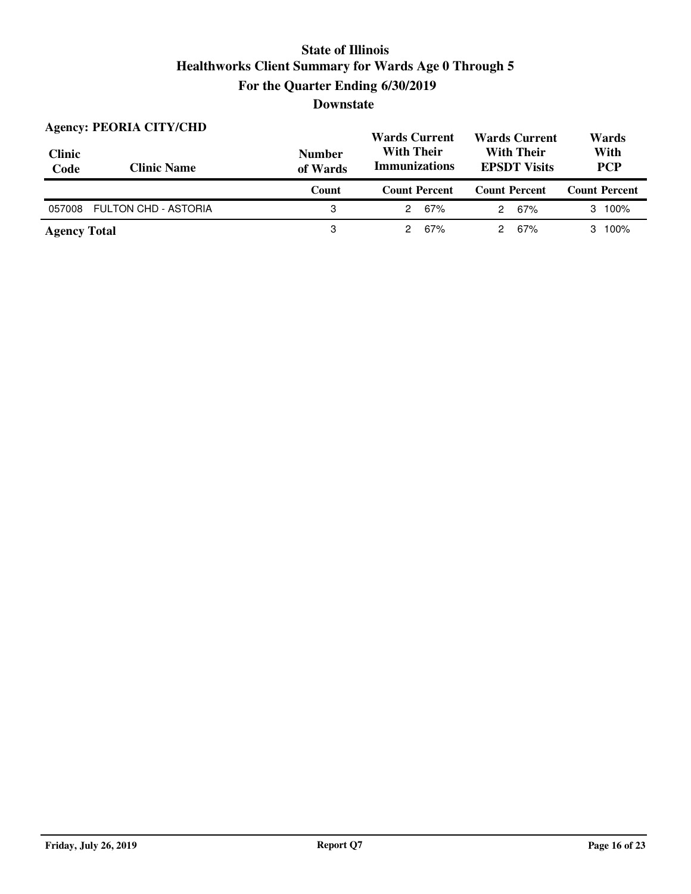# State of Illinois
## Healthworks Client Summary for Wards Age 0 Through 5
## For the Quarter Ending 6/30/2019
## Downstate

**Agency: PEORIA CITY/CHD**

| Clinic Code | Clinic Name | Number of Wards | Wards Current With Their Immunizations | | Wards Current With Their EPSDT Visits | | Wards With PCP | |
|---|---|---|---|---|---|---|---|---|
| | | Count | Count | Percent | Count | Percent | Count | Percent |
| 057008 | FULTON CHD - ASTORIA | 3 | 2 | 67% | 2 | 67% | 3 | 100% |
| **Agency Total** | | 3 | 2 | 67% | 2 | 67% | 3 | 100% |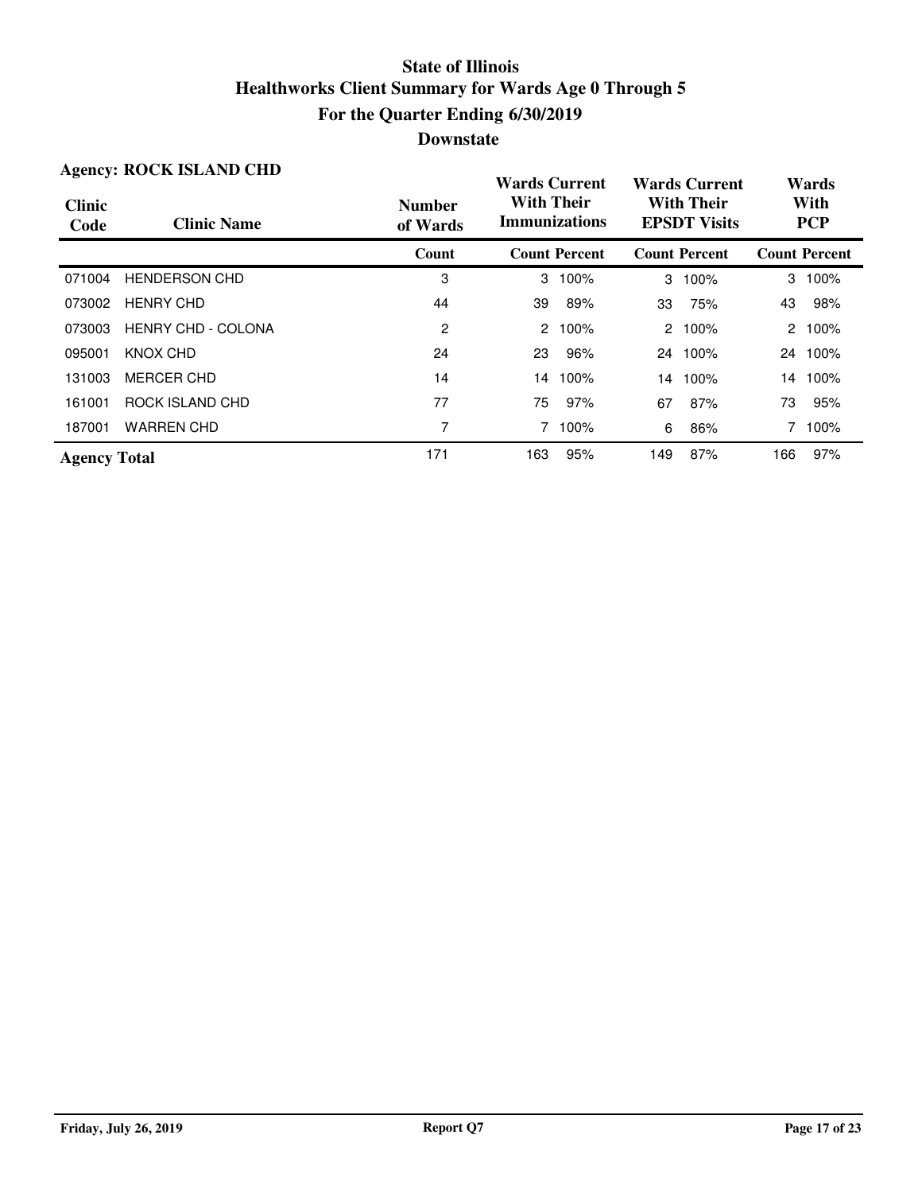# State of Illinois
## Healthworks Client Summary for Wards Age 0 Through 5
## For the Quarter Ending 6/30/2019
## Downstate

**Agency: ROCK ISLAND CHD**

| Clinic Code | Clinic Name | Number of Wards | Wards Current With Their Immunizations | | Wards Current With Their EPSDT Visits | | Wards With PCP | |
|---|---|---|---|---|---|---|---|---|
| | | Count | Count | Percent | Count | Percent | Count | Percent |
| 071004 | HENDERSON CHD | 3 | 3 | 100% | 3 | 100% | 3 | 100% |
| 073002 | HENRY CHD | 44 | 39 | 89% | 33 | 75% | 43 | 98% |
| 073003 | HENRY CHD - COLONA | 2 | 2 | 100% | 2 | 100% | 2 | 100% |
| 095001 | KNOX CHD | 24 | 23 | 96% | 24 | 100% | 24 | 100% |
| 131003 | MERCER CHD | 14 | 14 | 100% | 14 | 100% | 14 | 100% |
| 161001 | ROCK ISLAND CHD | 77 | 75 | 97% | 67 | 87% | 73 | 95% |
| 187001 | WARREN CHD | 7 | 7 | 100% | 6 | 86% | 7 | 100% |
| **Agency Total** | | 171 | 163 | 95% | 149 | 87% | 166 | 97% |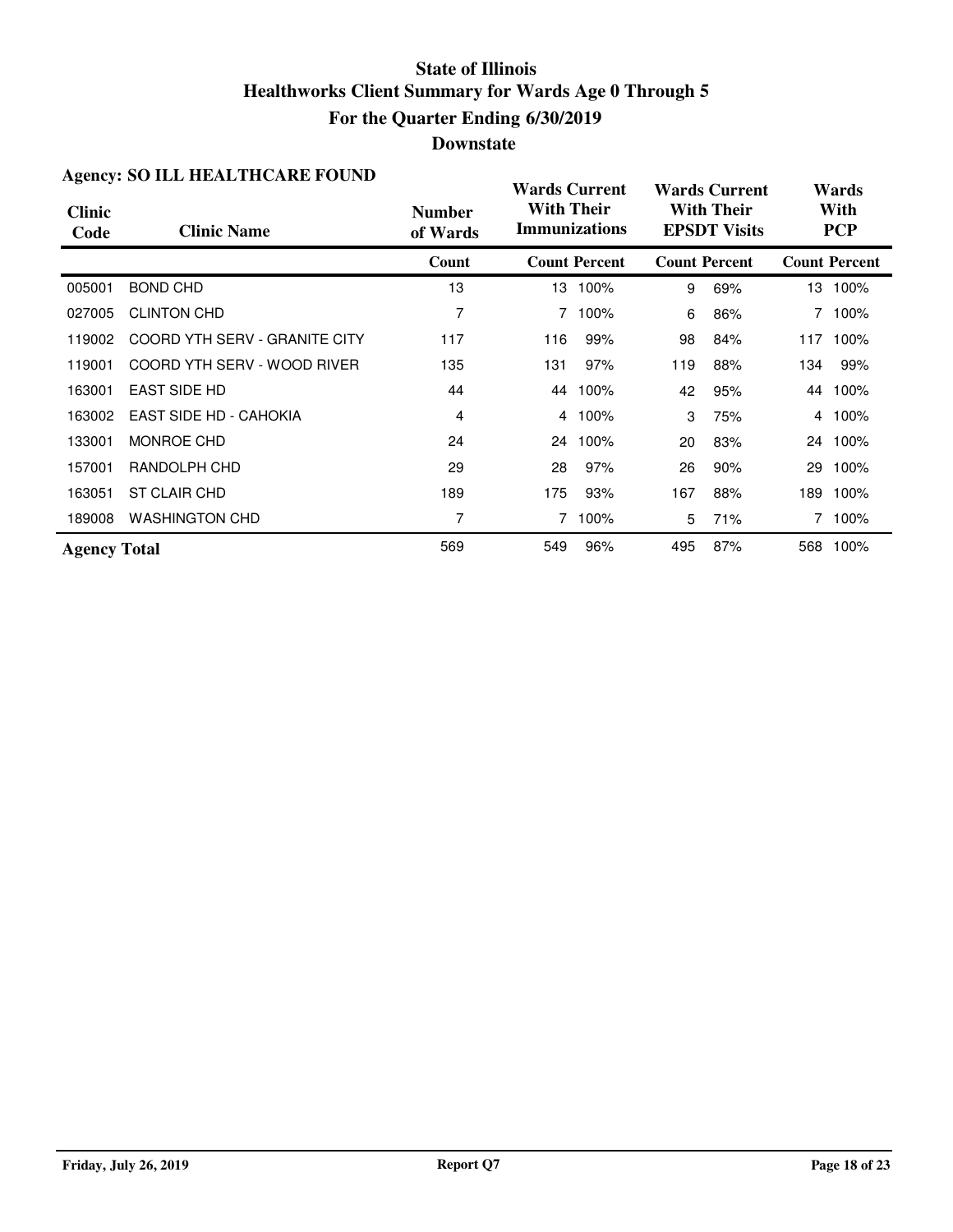# State of Illinois
## Healthworks Client Summary for Wards Age 0 Through 5
## For the Quarter Ending 6/30/2019
## Downstate

**Agency: SO ILL HEALTHCARE FOUND**

| Clinic Code | Clinic Name | Number of Wards | Wards Current With Their Immunizations | | Wards Current With Their EPSDT Visits | | Wards With PCP | |
|---|---|---|---|---|---|---|---|---|
| | | Count | Count | Percent | Count | Percent | Count | Percent |
| 005001 | BOND CHD | 13 | 13 | 100% | 9 | 69% | 13 | 100% |
| 027005 | CLINTON CHD | 7 | 7 | 100% | 6 | 86% | 7 | 100% |
| 119002 | COORD YTH SERV - GRANITE CITY | 117 | 116 | 99% | 98 | 84% | 117 | 100% |
| 119001 | COORD YTH SERV - WOOD RIVER | 135 | 131 | 97% | 119 | 88% | 134 | 99% |
| 163001 | EAST SIDE HD | 44 | 44 | 100% | 42 | 95% | 44 | 100% |
| 163002 | EAST SIDE HD - CAHOKIA | 4 | 4 | 100% | 3 | 75% | 4 | 100% |
| 133001 | MONROE CHD | 24 | 24 | 100% | 20 | 83% | 24 | 100% |
| 157001 | RANDOLPH CHD | 29 | 28 | 97% | 26 | 90% | 29 | 100% |
| 163051 | ST CLAIR CHD | 189 | 175 | 93% | 167 | 88% | 189 | 100% |
| 189008 | WASHINGTON CHD | 7 | 7 | 100% | 5 | 71% | 7 | 100% |
| **Agency Total** | | 569 | 549 | 96% | 495 | 87% | 568 | 100% |

Friday, July 26, 2019 | Report Q7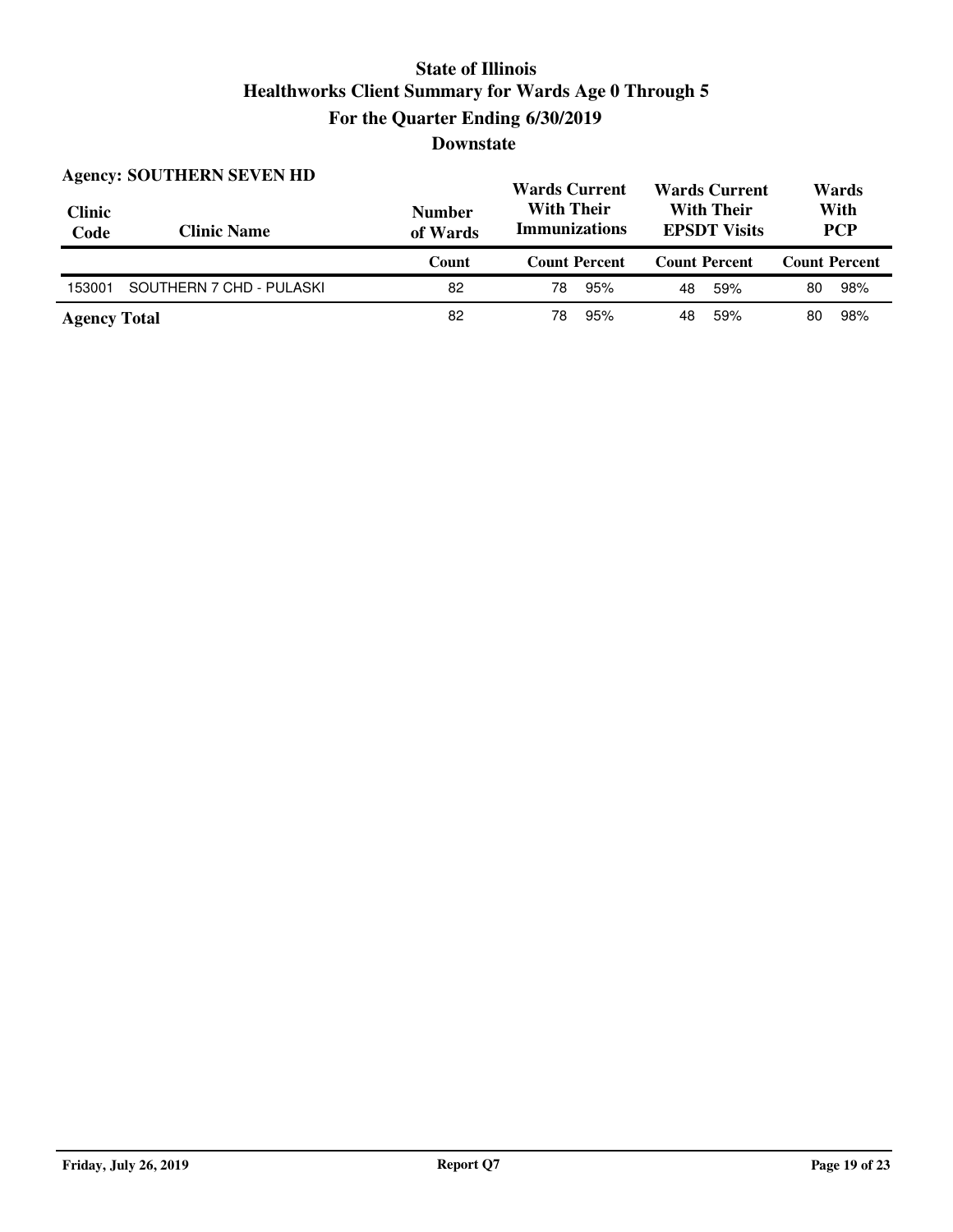# State of Illinois
## Healthworks Client Summary for Wards Age 0 Through 5
## For the Quarter Ending 6/30/2019
## Downstate

**Agency: SOUTHERN SEVEN HD**

| Clinic Code | Clinic Name | Number of Wards | Wards Current With Their Immunizations | | Wards Current With Their EPSDT Visits | | Wards With PCP | |
|---|---|---|---|---|---|---|---|---|
| | | Count | Count | Percent | Count | Percent | Count | Percent |
| 153001 | SOUTHERN 7 CHD - PULASKI | 82 | 78 | 95% | 48 | 59% | 80 | 98% |
| **Agency Total** | | 82 | 78 | 95% | 48 | 59% | 80 | 98% |

Friday, July 26, 2019

Report Q7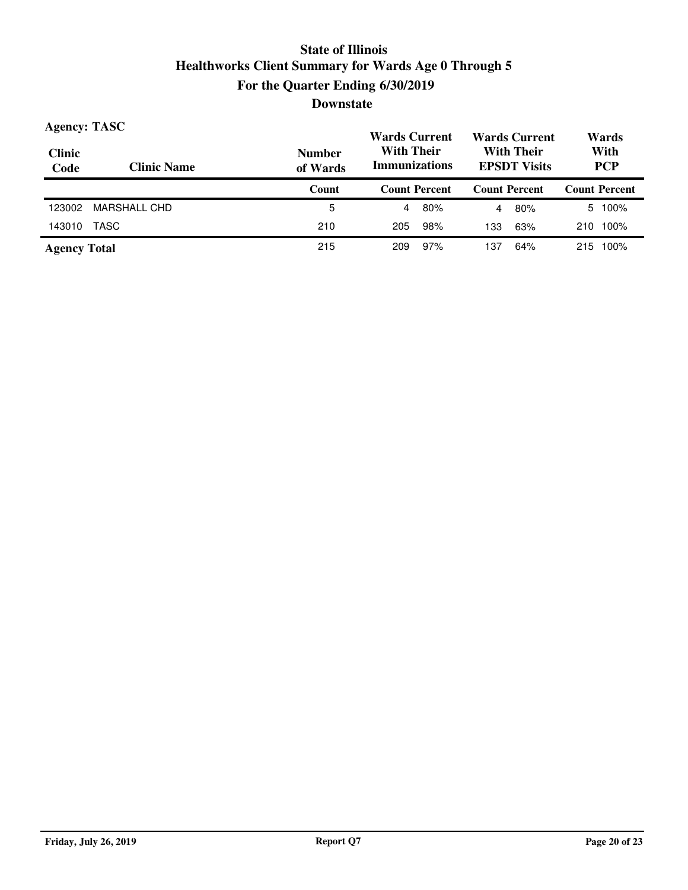# State of Illinois
## Healthworks Client Summary for Wards Age 0 Through 5
### For the Quarter Ending 6/30/2019
### Downstate

**Agency: TASC**

| Clinic Code | Clinic Name | Number of Wards | Wards Current With Their Immunizations | | Wards Current With Their EPSDT Visits | | Wards With PCP | |
|---|---|---|---|---|---|---|---|---|
| | | Count | Count | Percent | Count | Percent | Count | Percent |
| 123002 | MARSHALL CHD | 5 | 4 | 80% | 4 | 80% | 5 | 100% |
| 143010 | TASC | 210 | 205 | 98% | 133 | 63% | 210 | 100% |
| **Agency Total** | | 215 | 209 | 97% | 137 | 64% | 215 | 100% |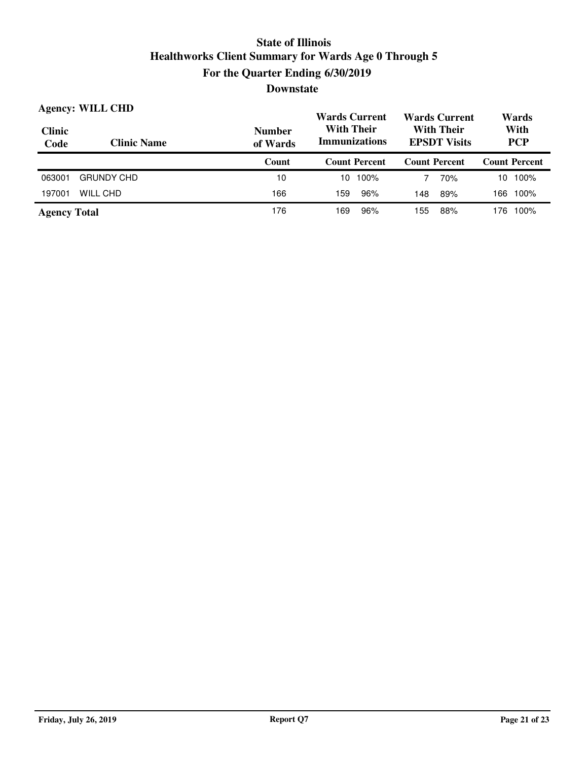# State of Illinois

## Healthworks Client Summary for Wards Age 0 Through 5

### For the Quarter Ending 6/30/2019

### Downstate

**Agency: WILL CHD**

| Clinic Code | Clinic Name | Number of Wards | Wards Current With Their Immunizations | | Wards Current With Their EPSDT Visits | | Wards With PCP | |
|---|---|---|---|---|---|---|---|---|
| | | Count | Count | Percent | Count | Percent | Count | Percent |
| 063001 | GRUNDY CHD | 10 | 10 | 100% | 7 | 70% | 10 | 100% |
| 197001 | WILL CHD | 166 | 159 | 96% | 148 | 89% | 166 | 100% |
| **Agency Total** | | 176 | 169 | 96% | 155 | 88% | 176 | 100% |

Friday, July 26, 2019

Report Q7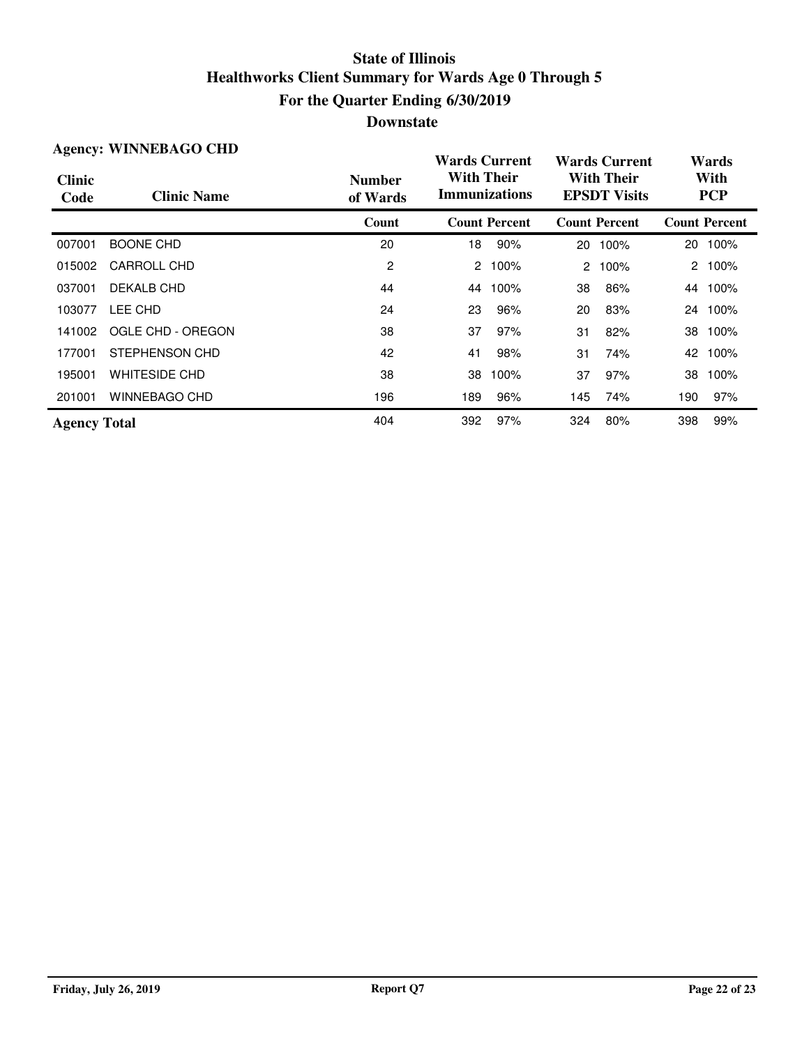# State of Illinois
## Healthworks Client Summary for Wards Age 0 Through 5
## For the Quarter Ending 6/30/2019
## Downstate

**Agency: WINNEBAGO CHD**

| Clinic Code | Clinic Name | Number of Wards | Wards Current With Their Immunizations | | Wards Current With Their EPSDT Visits | | Wards With PCP | |
|---|---|---|---|---|---|---|---|---|
| | | Count | Count | Percent | Count | Percent | Count | Percent |
| 007001 | BOONE CHD | 20 | 18 | 90% | 20 | 100% | 20 | 100% |
| 015002 | CARROLL CHD | 2 | 2 | 100% | 2 | 100% | 2 | 100% |
| 037001 | DEKALB CHD | 44 | 44 | 100% | 38 | 86% | 44 | 100% |
| 103077 | LEE CHD | 24 | 23 | 96% | 20 | 83% | 24 | 100% |
| 141002 | OGLE CHD - OREGON | 38 | 37 | 97% | 31 | 82% | 38 | 100% |
| 177001 | STEPHENSON CHD | 42 | 41 | 98% | 31 | 74% | 42 | 100% |
| 195001 | WHITESIDE CHD | 38 | 38 | 100% | 37 | 97% | 38 | 100% |
| 201001 | WINNEBAGO CHD | 196 | 189 | 96% | 145 | 74% | 190 | 97% |
| **Agency Total** | | 404 | 392 | 97% | 324 | 80% | 398 | 99% |

Friday, July 26, 2019 — Report Q7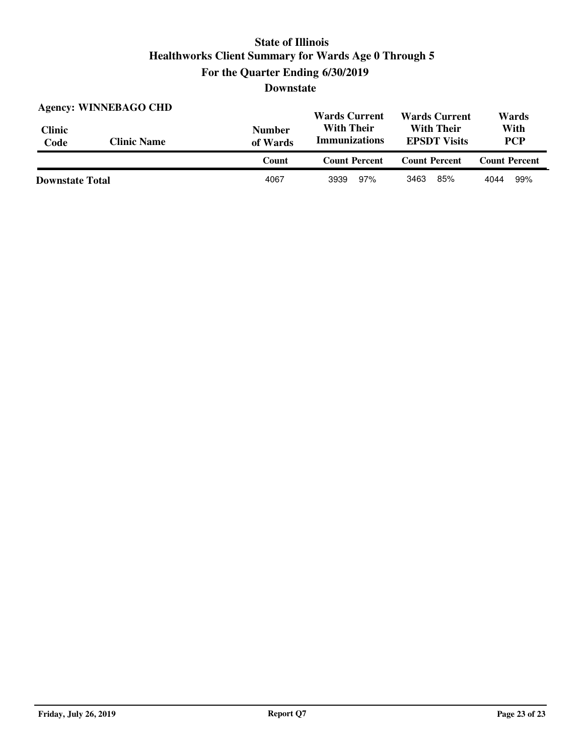# State of Illinois
## Healthworks Client Summary for Wards Age 0 Through 5
## For the Quarter Ending 6/30/2019
## Downstate

**Agency: WINNEBAGO CHD**

| Clinic Code | Clinic Name | Number of Wards | Wards Current With Their Immunizations | | Wards Current With Their EPSDT Visits | | Wards With PCP | |
|---|---|---|---|---|---|---|---|---|
| | | Count | Count | Percent | Count | Percent | Count | Percent |
| **Downstate Total** | | 4067 | 3939 | 97% | 3463 | 85% | 4044 | 99% |

Friday, July 26, 2019 Report Q7